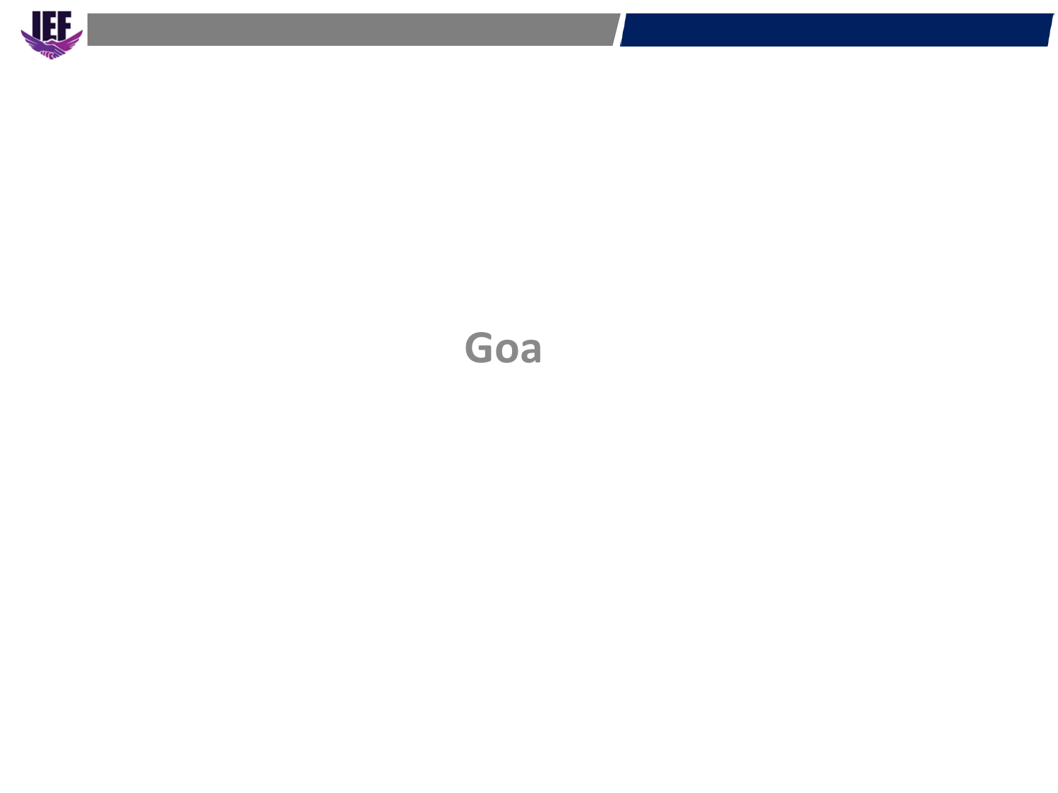# Goa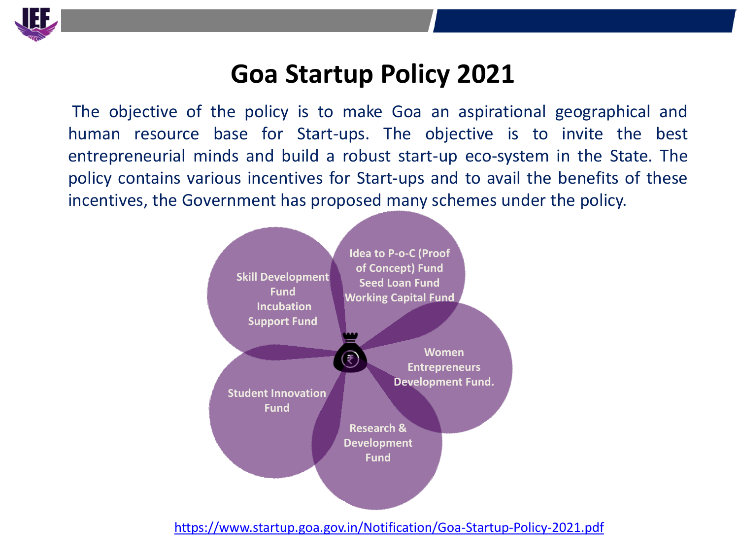# Goa Startup Policy 2021

The objective of the policy is to make Goa an aspirational geographical and human resource base for Start-ups. The objective is to invite the best entrepreneurial minds and build a robust start-up eco-system in the State. The policy contains various incentives for Start-ups and to avail the benefits of these incentives, the Government has proposed many schemes under the policy.

- Skill Development Fund
  Incubation Support Fund
- Idea to P-o-C (Proof of Concept) Fund
  Seed Loan Fund
  Working Capital Fund
- Women Entrepreneurs Development Fund.
- Research & Development Fund
- Student Innovation Fund

https://www.startup.goa.gov.in/Notification/Goa-Startup-Policy-2021.pdf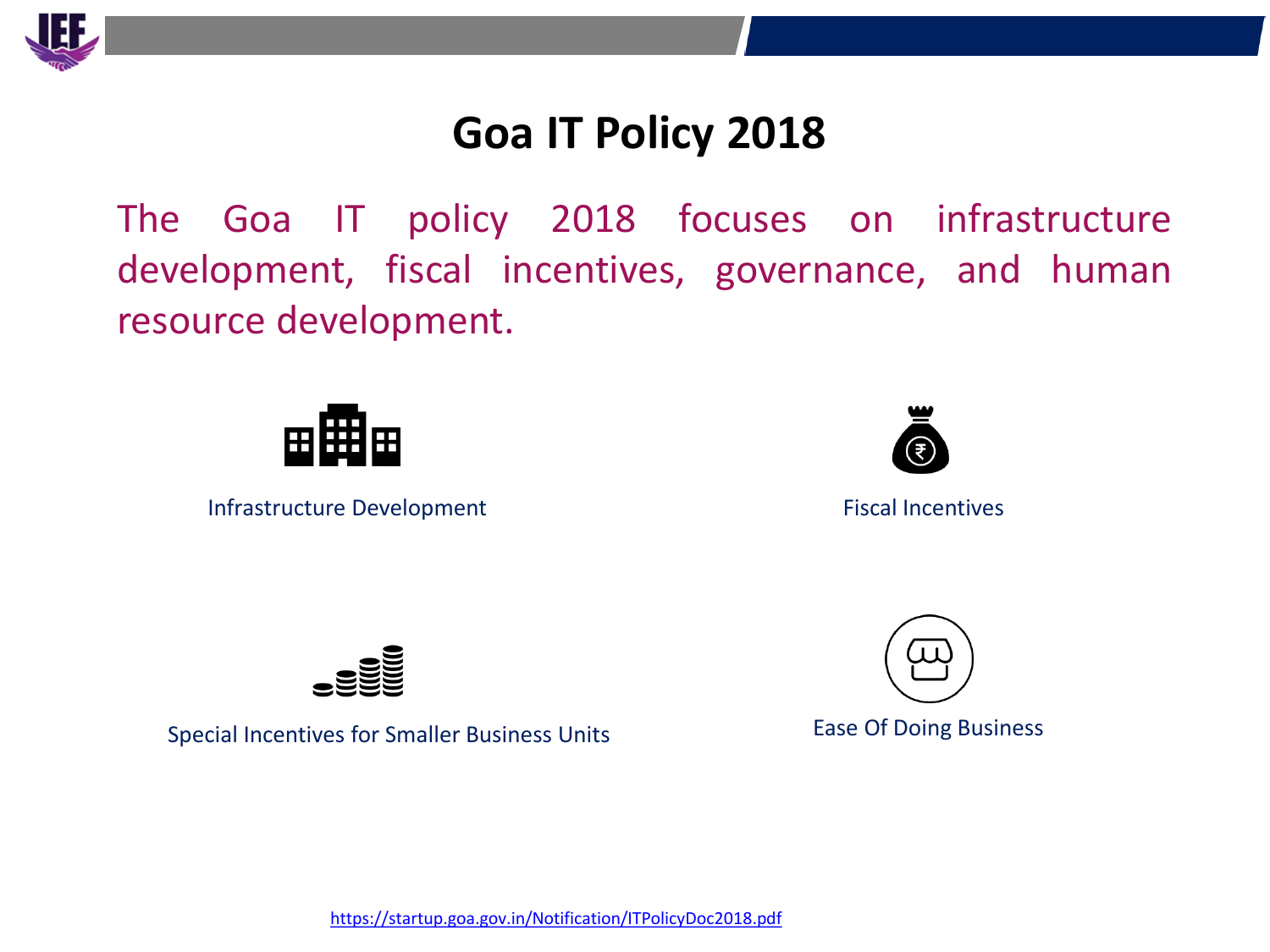# Goa IT Policy 2018

The Goa IT policy 2018 focuses on infrastructure development, fiscal incentives, governance, and human resource development.

Infrastructure Development

Fiscal Incentives

Special Incentives for Smaller Business Units

Ease Of Doing Business

https://startup.goa.gov.in/Notification/ITPolicyDoc2018.pdf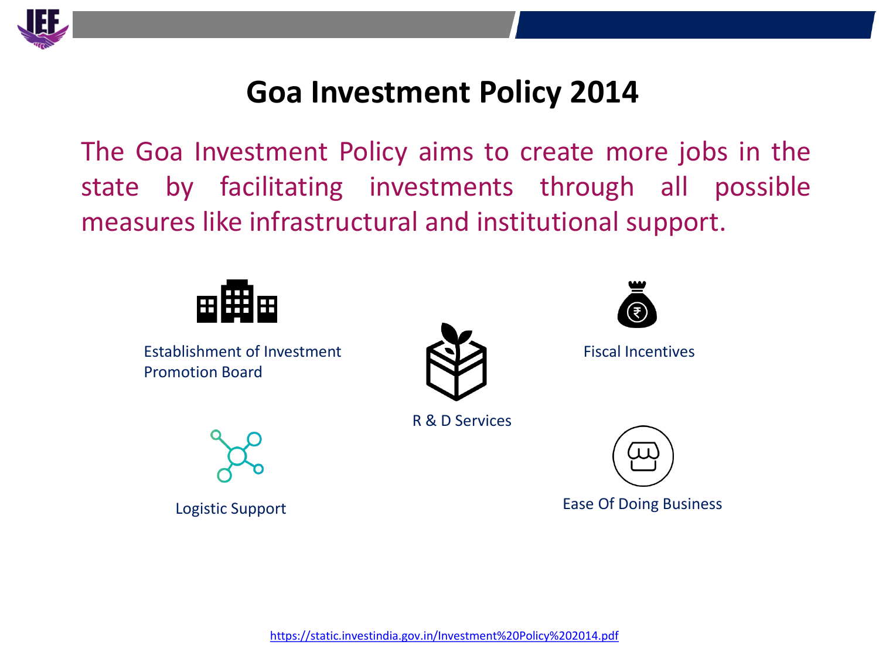# Goa Investment Policy 2014

The Goa Investment Policy aims to create more jobs in the state by facilitating investments through all possible measures like infrastructural and institutional support.

- Establishment of Investment Promotion Board
- R & D Services
- Fiscal Incentives
- Logistic Support
- Ease Of Doing Business

https://static.investindia.gov.in/Investment%20Policy%202014.pdf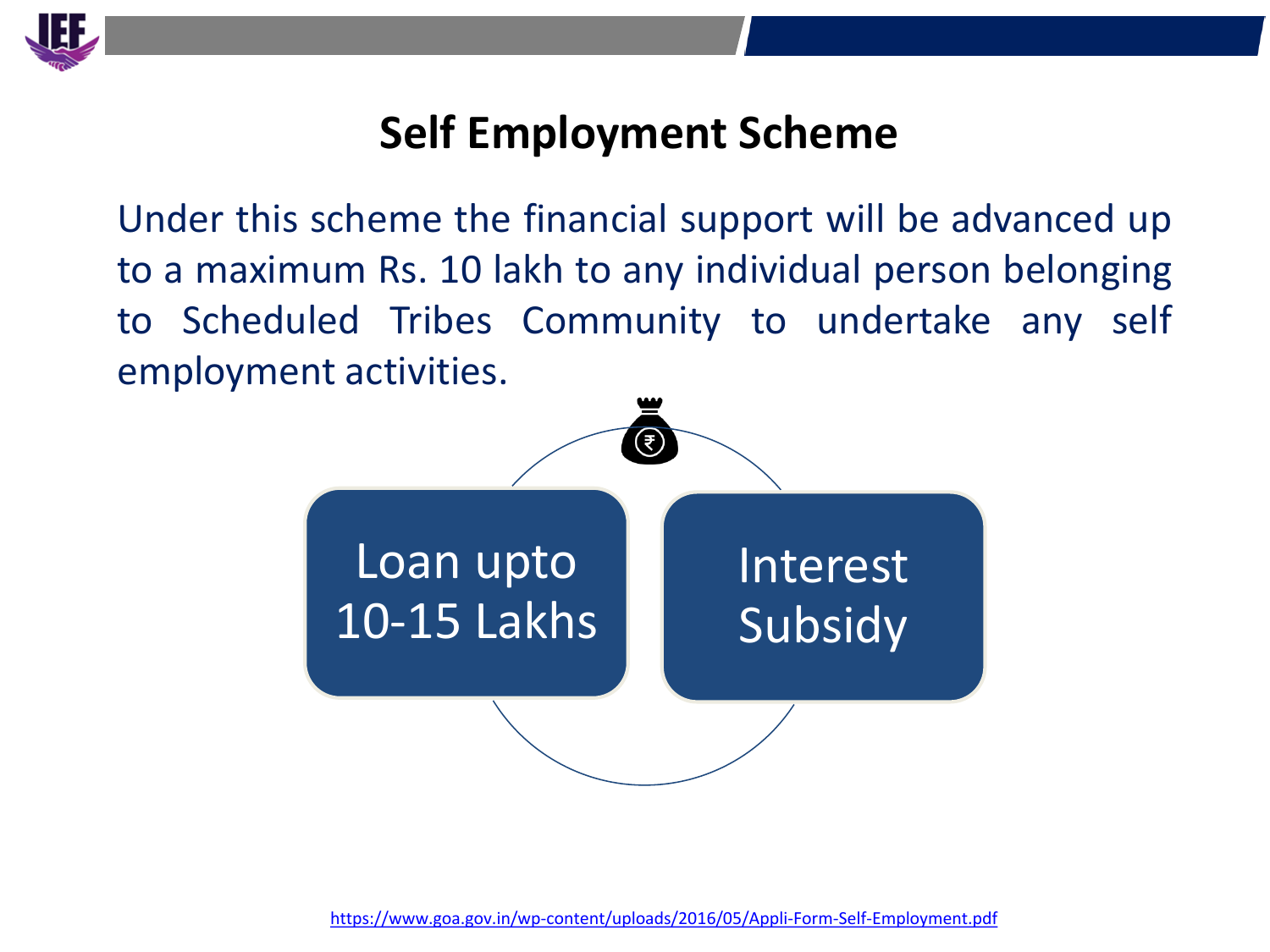## Self Employment Scheme

Under this scheme the financial support will be advanced up to a maximum Rs. 10 lakh to any individual person belonging to Scheduled Tribes Community to undertake any self employment activities.

- Loan upto 10-15 Lakhs
- Interest Subsidy

https://www.goa.gov.in/wp-content/uploads/2016/05/Appli-Form-Self-Employment.pdf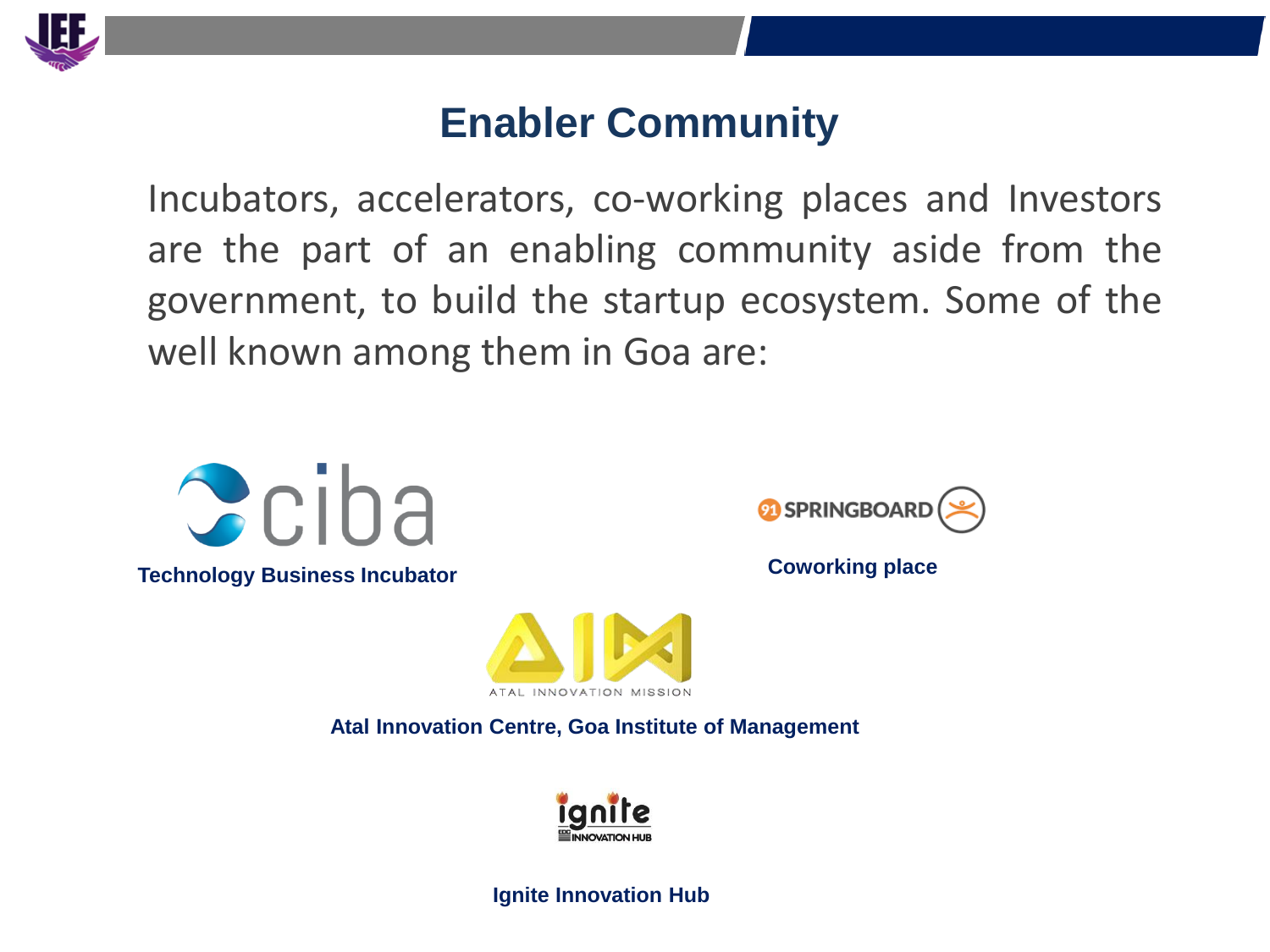## Enabler Community

Incubators, accelerators, co-working places and Investors are the part of an enabling community aside from the government, to build the startup ecosystem. Some of the well known among them in Goa are:

ciba

**Technology Business Incubator**

91 SPRINGBOARD

**Coworking place**

AIM
ATAL INNOVATION MISSION

**Atal Innovation Centre, Goa Institute of Management**

ignite
INNOVATION HUB

**Ignite Innovation Hub**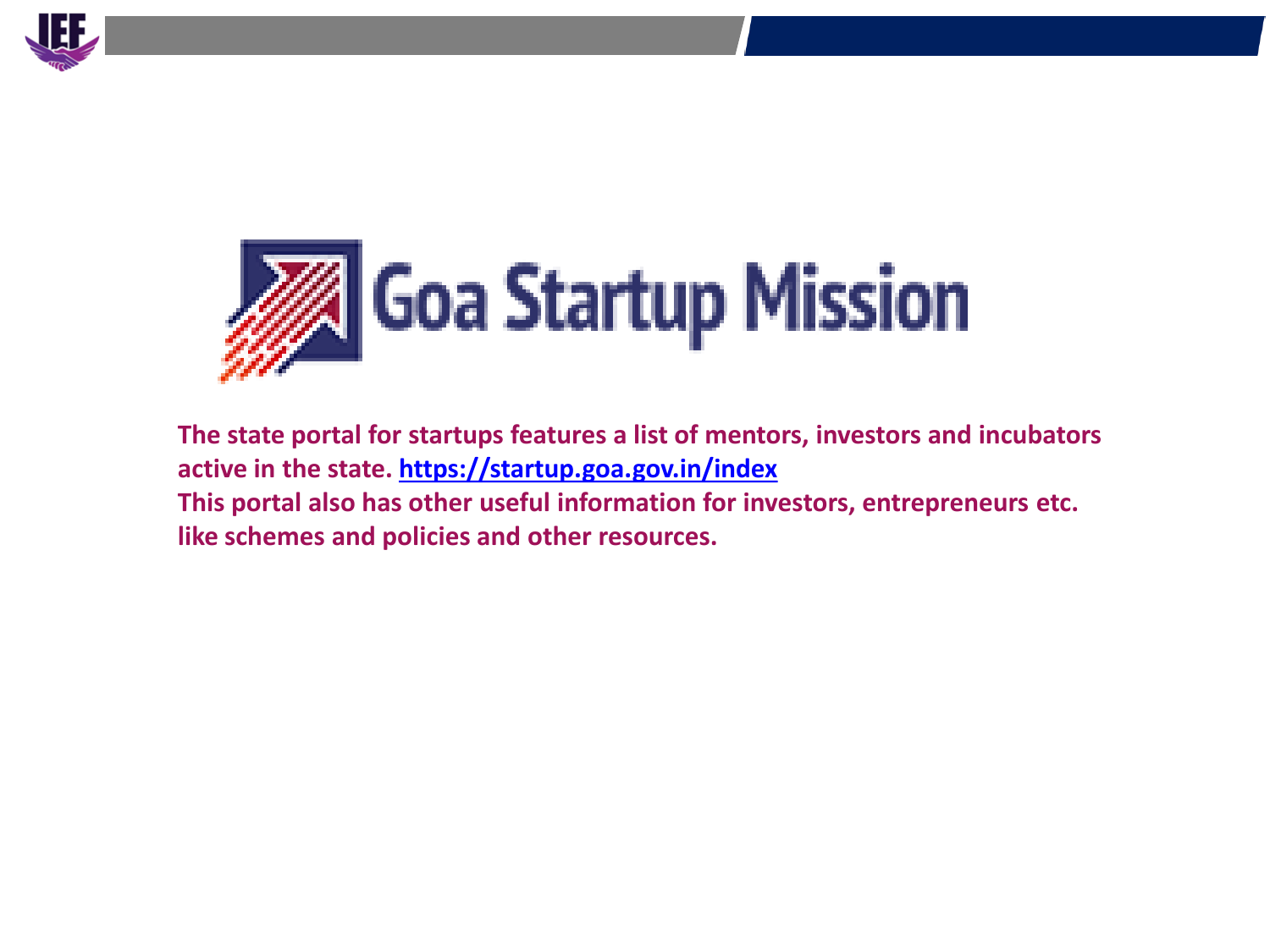Goa Startup Mission

**The state portal for startups features a list of mentors, investors and incubators active in the state. [https://startup.goa.gov.in/index](https://startup.goa.gov.in/index)**
**This portal also has other useful information for investors, entrepreneurs etc. like schemes and policies and other resources.**